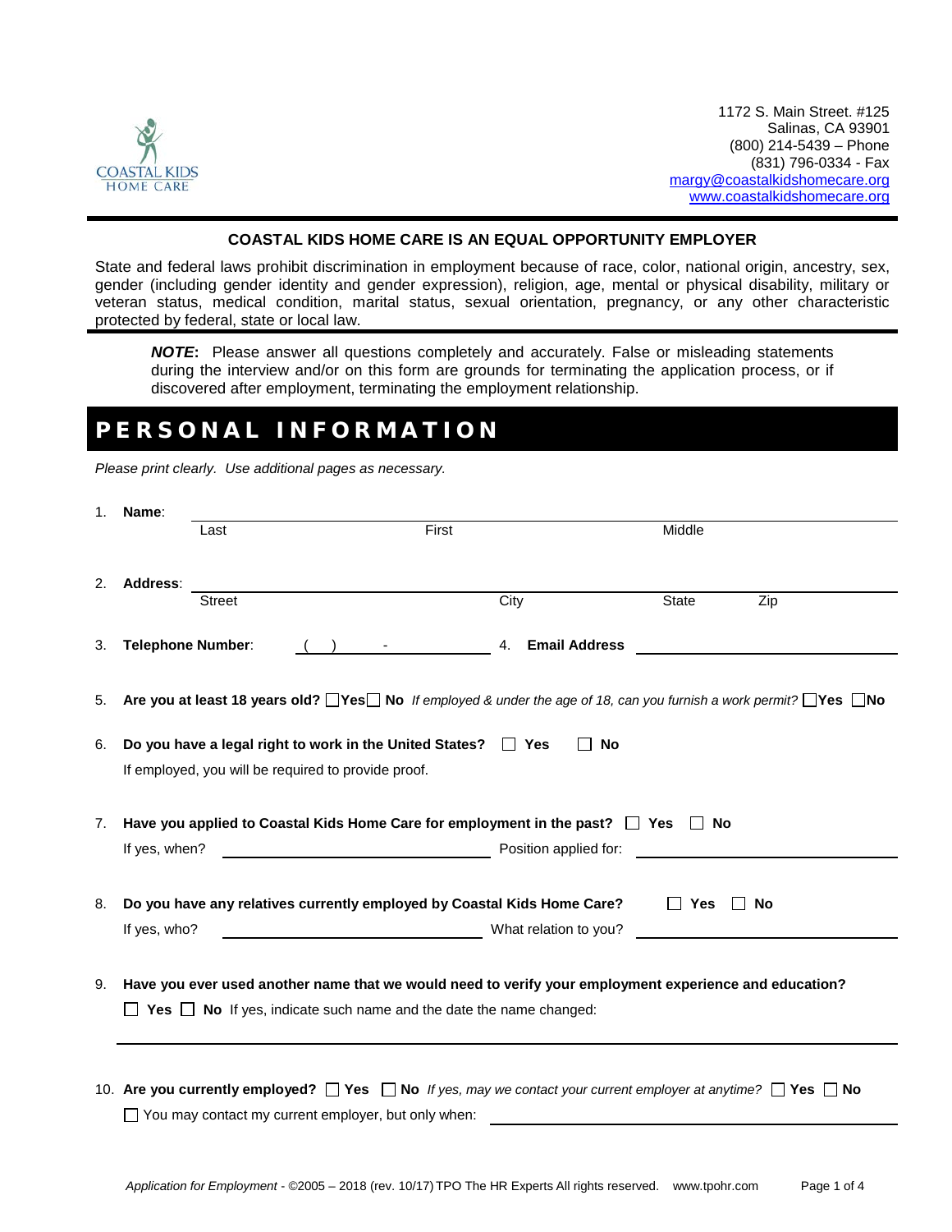COASTAL KIDS
HOME CARE

1172 S. Main Street. #125
Salinas, CA 93901
(800) 214-5439 – Phone
(831) 796-0334 - Fax
margy@coastalkidshomecare.org
www.coastalkidshomecare.org

## COASTAL KIDS HOME CARE IS AN EQUAL OPPORTUNITY EMPLOYER

State and federal laws prohibit discrimination in employment because of race, color, national origin, ancestry, sex, gender (including gender identity and gender expression), religion, age, mental or physical disability, military or veteran status, medical condition, marital status, sexual orientation, pregnancy, or any other characteristic protected by federal, state or local law.

***NOTE*:** Please answer all questions completely and accurately. False or misleading statements during the interview and/or on this form are grounds for terminating the application process, or if discovered after employment, terminating the employment relationship.

# PERSONAL INFORMATION

*Please print clearly. Use additional pages as necessary.*

1. **Name**: ______________________________________________
   Last First Middle

2. **Address**: ______________________________________________
   Street City State Zip

3. **Telephone Number**: ( ) - ____________ 4. **Email Address** ____________

5. **Are you at least 18 years old?** ☐ **Yes** ☐ **No** *If employed & under the age of 18, can you furnish a work permit?* ☐ **Yes** ☐ **No**

6. **Do you have a legal right to work in the United States?** ☐ **Yes** ☐ **No**
   If employed, you will be required to provide proof.

7. **Have you applied to Coastal Kids Home Care for employment in the past?** ☐ **Yes** ☐ **No**
   If yes, when? ____________ Position applied for: ____________

8. **Do you have any relatives currently employed by Coastal Kids Home Care?** ☐ **Yes** ☐ **No**
   If yes, who? ____________ What relation to you? ____________

9. **Have you ever used another name that we would need to verify your employment experience and education?**
   ☐ **Yes** ☐ **No** If yes, indicate such name and the date the name changed:
   ______________________________________________

10. **Are you currently employed?** ☐ **Yes** ☐ **No** *If yes, may we contact your current employer at anytime?* ☐ **Yes** ☐ **No**
    ☐ You may contact my current employer, but only when: ____________

*Application for Employment* - ©2005 – 2018 (rev. 10/17) TPO The HR Experts All rights reserved. www.tpohr.com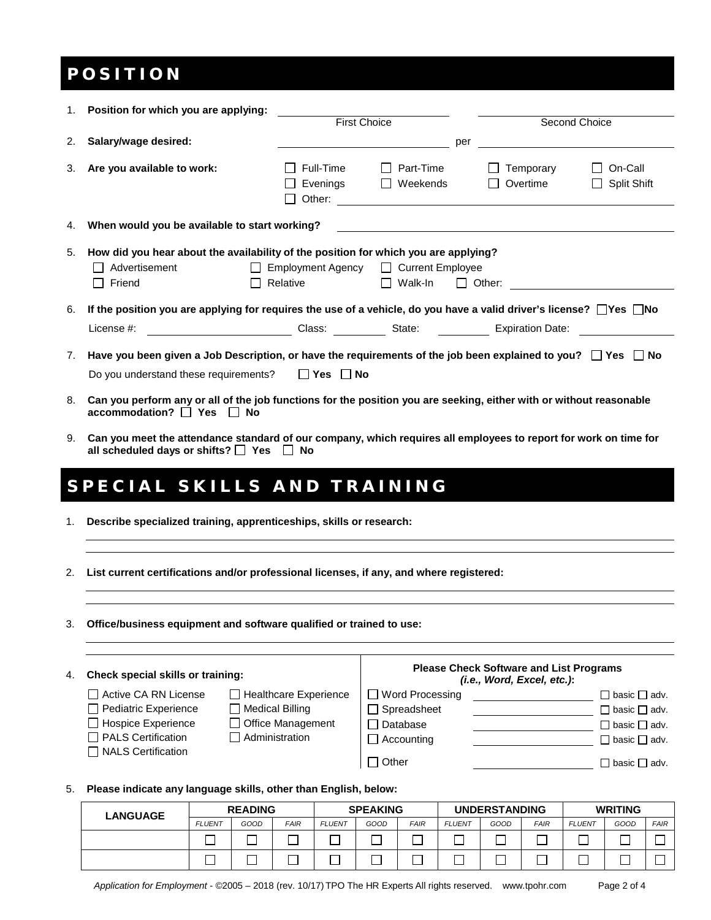# POSITION

1. **Position for which you are applying:** ______________________ (First Choice) ______________________ (Second Choice)

2. **Salary/wage desired:** ______________________ per ______________________

3. **Are you available to work:**
   - ☐ Full-Time ☐ Part-Time ☐ Temporary ☐ On-Call
   - ☐ Evenings ☐ Weekends ☐ Overtime ☐ Split Shift
   - ☐ Other: ______________________

4. **When would you be available to start working?** ______________________

5. **How did you hear about the availability of the position for which you are applying?**
   - ☐ Advertisement ☐ Employment Agency ☐ Current Employee
   - ☐ Friend ☐ Relative ☐ Walk-In ☐ Other: ______________________

6. **If the position you are applying for requires the use of a vehicle, do you have a valid driver's license?** ☐Yes ☐No

   License #: ______________ Class: ________ State: ________ Expiration Date: ______________

7. **Have you been given a Job Description, or have the requirements of the job been explained to you?** ☐ **Yes** ☐ **No**

   Do you understand these requirements? ☐ **Yes** ☐ **No**

8. **Can you perform any or all of the job functions for the position you are seeking, either with or without reasonable accommodation?** ☐ **Yes** ☐ **No**

9. **Can you meet the attendance standard of our company, which requires all employees to report for work on time for all scheduled days or shifts?** ☐ **Yes** ☐ **No**

# SPECIAL SKILLS AND TRAINING

1. **Describe specialized training, apprenticeships, skills or research:**

   ______________________________________________

2. **List current certifications and/or professional licenses, if any, and where registered:**

   ______________________________________________

3. **Office/business equipment and software qualified or trained to use:**

   ______________________________________________

4. **Check special skills or training:**
   - ☐ Active CA RN License
   - ☐ Pediatric Experience
   - ☐ Hospice Experience
   - ☐ PALS Certification
   - ☐ NALS Certification
   - ☐ Healthcare Experience
   - ☐ Medical Billing
   - ☐ Office Management
   - ☐ Administration

   **Please Check Software and List Programs** ***(i.e., Word, Excel, etc.)*****:**
   - ☐ Word Processing ______________ ☐ basic ☐ adv.
   - ☐ Spreadsheet ______________ ☐ basic ☐ adv.
   - ☐ Database ______________ ☐ basic ☐ adv.
   - ☐ Accounting ______________ ☐ basic ☐ adv.
   - ☐ Other ______________ ☐ basic ☐ adv.

5. **Please indicate any language skills, other than English, below:**

| LANGUAGE | READING | | | SPEAKING | | | UNDERSTANDING | | | WRITING | | |
|---|---|---|---|---|---|---|---|---|---|---|---|---|
| | *FLUENT* | *GOOD* | *FAIR* | *FLUENT* | *GOOD* | *FAIR* | *FLUENT* | *GOOD* | *FAIR* | *FLUENT* | *GOOD* | *FAIR* |
| | ☐ | ☐ | ☐ | ☐ | ☐ | ☐ | ☐ | ☐ | ☐ | ☐ | ☐ | ☐ |
| | ☐ | ☐ | ☐ | ☐ | ☐ | ☐ | ☐ | ☐ | ☐ | ☐ | ☐ | ☐ |

*Application for Employment* - ©2005 – 2018 (rev. 10/17) TPO The HR Experts All rights reserved. www.tpohr.com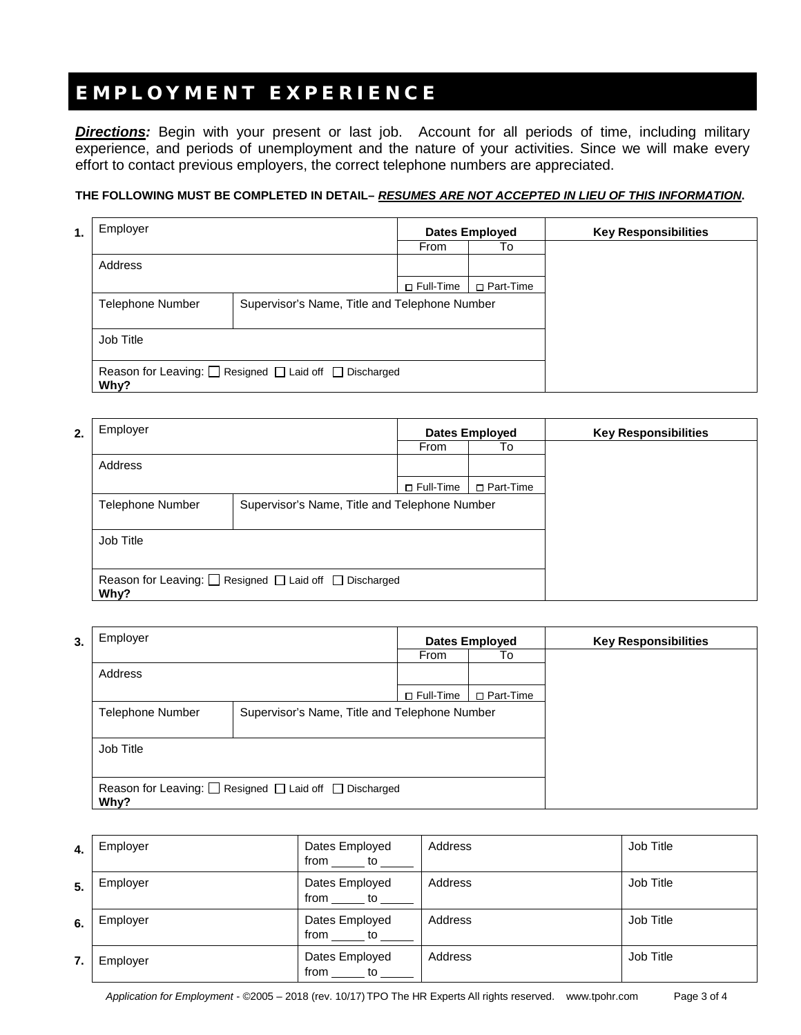# EMPLOYMENT EXPERIENCE

***Directions:*** Begin with your present or last job. Account for all periods of time, including military experience, and periods of unemployment and the nature of your activities. Since we will make every effort to contact previous employers, the correct telephone numbers are appreciated.

**THE FOLLOWING MUST BE COMPLETED IN DETAIL– *RESUMES ARE NOT ACCEPTED IN LIEU OF THIS INFORMATION*.**

**1.**

| Employer | | Dates Employed | | Key Responsibilities |
|---|---|---|---|---|
| | | From | To | |
| Address | | | | |
| | | ☐ Full-Time | ☐ Part-Time | |
| Telephone Number | Supervisor's Name, Title and Telephone Number | | | |
| Job Title | | | | |
| Reason for Leaving: ☐ Resigned ☐ Laid off ☐ Discharged<br>**Why?** | | | | |

**2.**

| Employer | | Dates Employed | | Key Responsibilities |
|---|---|---|---|---|
| | | From | To | |
| Address | | | | |
| | | ☐ Full-Time | ☐ Part-Time | |
| Telephone Number | Supervisor's Name, Title and Telephone Number | | | |
| Job Title | | | | |
| Reason for Leaving: ☐ Resigned ☐ Laid off ☐ Discharged<br>**Why?** | | | | |

**3.**

| Employer | | Dates Employed | | Key Responsibilities |
|---|---|---|---|---|
| | | From | To | |
| Address | | | | |
| | | ☐ Full-Time | ☐ Part-Time | |
| Telephone Number | Supervisor's Name, Title and Telephone Number | | | |
| Job Title | | | | |
| Reason for Leaving: ☐ Resigned ☐ Laid off ☐ Discharged<br>**Why?** | | | | |

| | | | | |
|---|---|---|---|---|
| **4.** | Employer | Dates Employed<br>from _____ to _____ | Address | Job Title |
| **5.** | Employer | Dates Employed<br>from _____ to _____ | Address | Job Title |
| **6.** | Employer | Dates Employed<br>from _____ to _____ | Address | Job Title |
| **7.** | Employer | Dates Employed<br>from _____ to _____ | Address | Job Title |

*Application for Employment* - ©2005 – 2018 (rev. 10/17) TPO The HR Experts All rights reserved. www.tpohr.com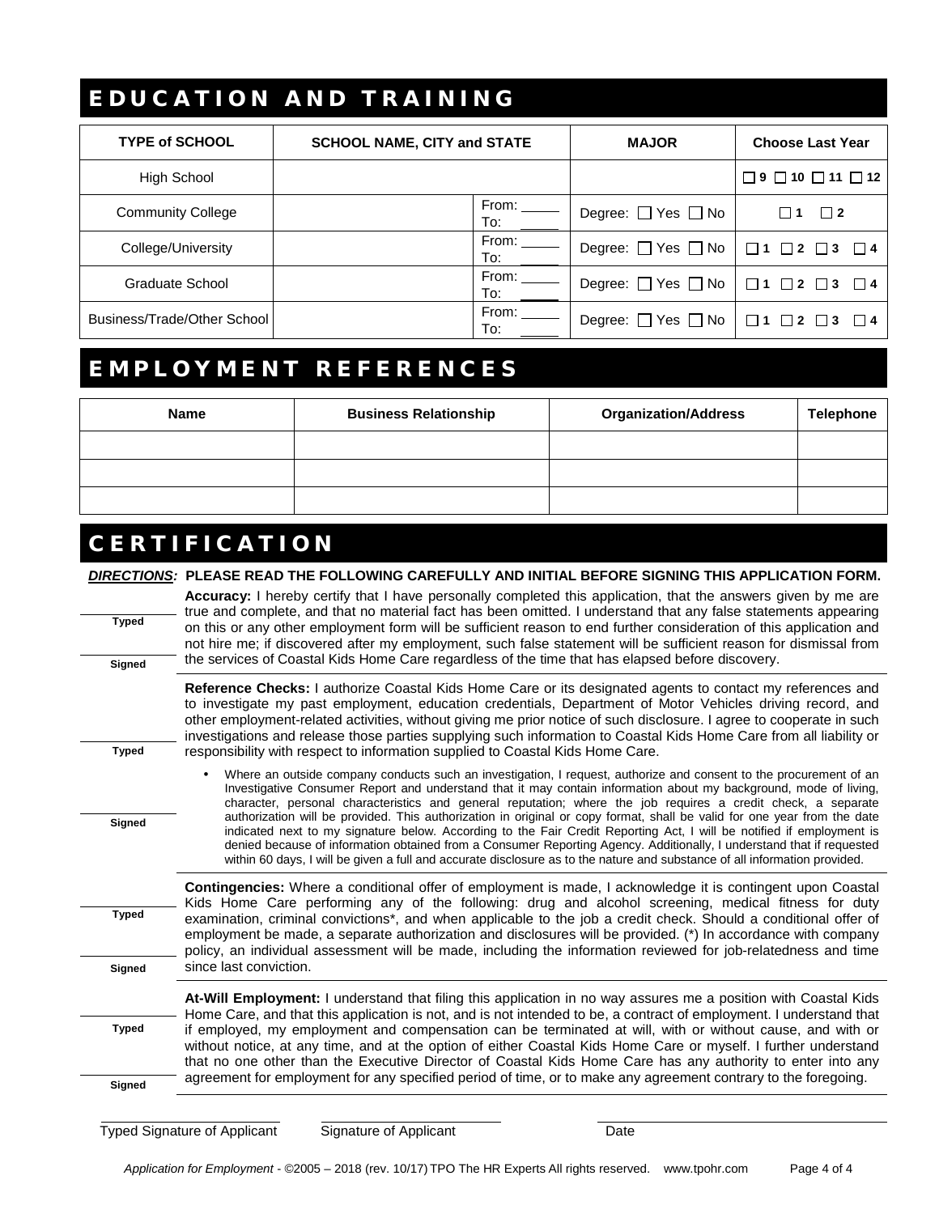# EDUCATION AND TRAINING

| TYPE of SCHOOL | SCHOOL NAME, CITY and STATE | | MAJOR | Choose Last Year |
| --- | --- | --- | --- | --- |
| High School | | | | ☐ 9 ☐ 10 ☐ 11 ☐ 12 |
| Community College | | From: _____ To: _____ | Degree: ☐ Yes ☐ No | ☐ 1 ☐ 2 |
| College/University | | From: _____ To: _____ | Degree: ☐ Yes ☐ No | ☐ 1 ☐ 2 ☐ 3 ☐ 4 |
| Graduate School | | From: _____ To: _____ | Degree: ☐ Yes ☐ No | ☐ 1 ☐ 2 ☐ 3 ☐ 4 |
| Business/Trade/Other School | | From: _____ To: _____ | Degree: ☐ Yes ☐ No | ☐ 1 ☐ 2 ☐ 3 ☐ 4 |

# EMPLOYMENT REFERENCES

| Name | Business Relationship | Organization/Address | Telephone |
| --- | --- | --- | --- |
| | | | |
| | | | |
| | | | |

# CERTIFICATION

***DIRECTIONS:*** **PLEASE READ THE FOLLOWING CAREFULLY AND INITIAL BEFORE SIGNING THIS APPLICATION FORM.**

_____ **Typed**

_____ **Signed**

**Accuracy:** I hereby certify that I have personally completed this application, that the answers given by me are true and complete, and that no material fact has been omitted. I understand that any false statements appearing on this or any other employment form will be sufficient reason to end further consideration of this application and not hire me; if discovered after my employment, such false statement will be sufficient reason for dismissal from the services of Coastal Kids Home Care regardless of the time that has elapsed before discovery.

_____ **Typed**

_____ **Signed**

**Reference Checks:** I authorize Coastal Kids Home Care or its designated agents to contact my references and to investigate my past employment, education credentials, Department of Motor Vehicles driving record, and other employment-related activities, without giving me prior notice of such disclosure. I agree to cooperate in such investigations and release those parties supplying such information to Coastal Kids Home Care from all liability or responsibility with respect to information supplied to Coastal Kids Home Care.

- Where an outside company conducts such an investigation, I request, authorize and consent to the procurement of an Investigative Consumer Report and understand that it may contain information about my background, mode of living, character, personal characteristics and general reputation; where the job requires a credit check, a separate authorization will be provided. This authorization in original or copy format, shall be valid for one year from the date indicated next to my signature below. According to the Fair Credit Reporting Act, I will be notified if employment is denied because of information obtained from a Consumer Reporting Agency. Additionally, I understand that if requested within 60 days, I will be given a full and accurate disclosure as to the nature and substance of all information provided.

_____ **Typed**

_____ **Signed**

**Contingencies:** Where a conditional offer of employment is made, I acknowledge it is contingent upon Coastal Kids Home Care performing any of the following: drug and alcohol screening, medical fitness for duty examination, criminal convictions*, and when applicable to the job a credit check. Should a conditional offer of employment be made, a separate authorization and disclosures will be provided. (*) In accordance with company policy, an individual assessment will be made, including the information reviewed for job-relatedness and time since last conviction.

_____ **Typed**

_____ **Signed**

**At-Will Employment:** I understand that filing this application in no way assures me a position with Coastal Kids Home Care, and that this application is not, and is not intended to be, a contract of employment. I understand that if employed, my employment and compensation can be terminated at will, with or without cause, and with or without notice, at any time, and at the option of either Coastal Kids Home Care or myself. I further understand that no one other than the Executive Director of Coastal Kids Home Care has any authority to enter into any agreement for employment for any specified period of time, or to make any agreement contrary to the foregoing.

_____________________ _____________________ _____________________

Typed Signature of Applicant &nbsp;&nbsp;&nbsp; Signature of Applicant &nbsp;&nbsp;&nbsp; Date

*Application for Employment* - ©2005 – 2018 (rev. 10/17) TPO The HR Experts All rights reserved. www.tpohr.com